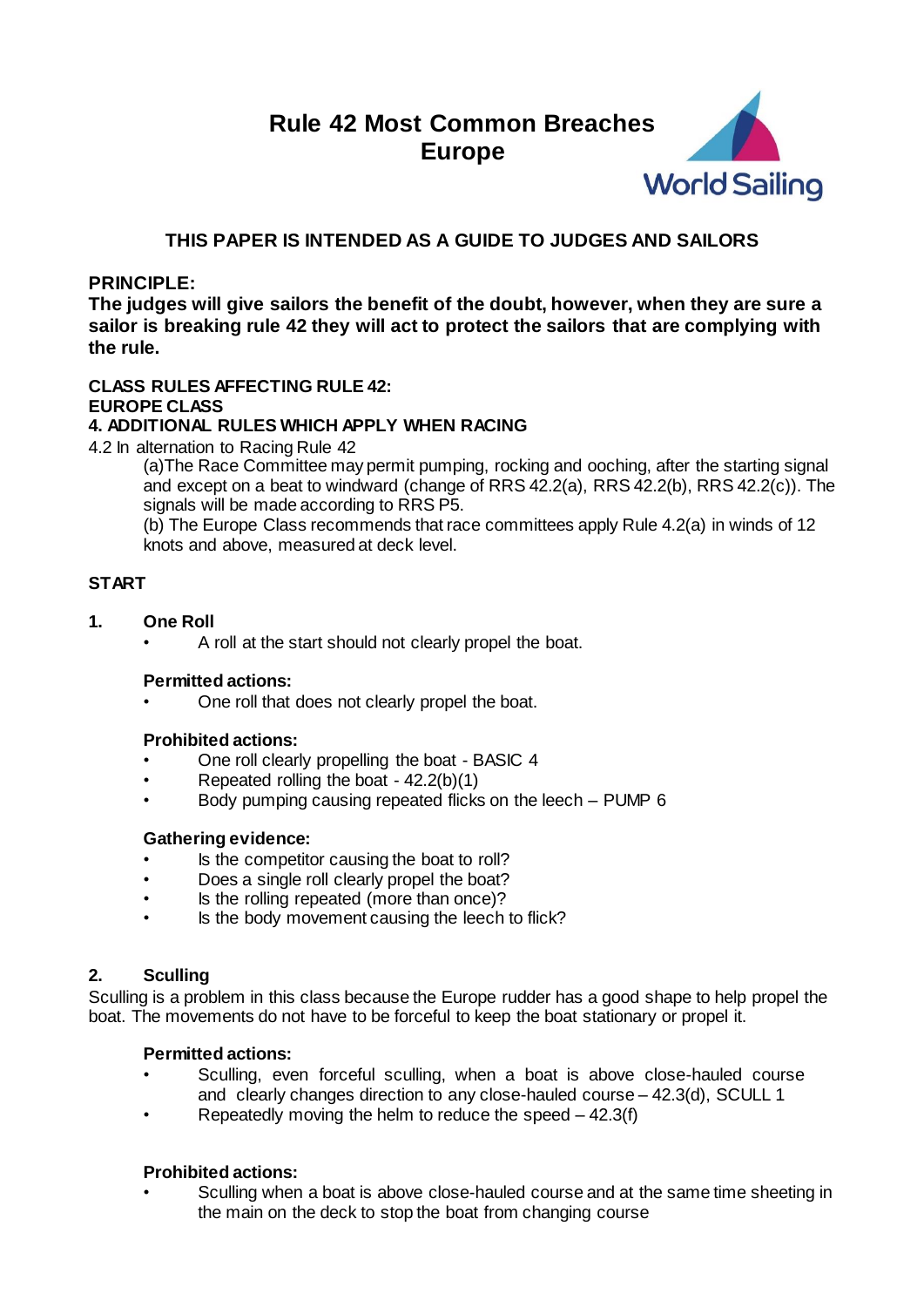# Rule 42 Most Common Breaches Europe

World Sailing

### THIS PAPER IS INTENDED AS A GUIDE TO JUDGES AND SAILORS

**PRINCIPLE:**

**The judges will give sailors the benefit of the doubt, however, when they are sure a sailor is breaking rule 42 they will act to protect the sailors that are complying with the rule.**

**CLASS RULES AFFECTING RULE 42:**
**EUROPE CLASS**
**4. ADDITIONAL RULES WHICH APPLY WHEN RACING**

4.2 In alternation to Racing Rule 42

(a)The Race Committee may permit pumping, rocking and ooching, after the starting signal and except on a beat to windward (change of RRS 42.2(a), RRS 42.2(b), RRS 42.2(c)). The signals will be made according to RRS P5.

(b) The Europe Class recommends that race committees apply Rule 4.2(a) in winds of 12 knots and above, measured at deck level.

## START

### 1. One Roll

- A roll at the start should not clearly propel the boat.

**Permitted actions:**

- One roll that does not clearly propel the boat.

**Prohibited actions:**

- One roll clearly propelling the boat - BASIC 4
- Repeated rolling the boat - 42.2(b)(1)
- Body pumping causing repeated flicks on the leech – PUMP 6

**Gathering evidence:**

- Is the competitor causing the boat to roll?
- Does a single roll clearly propel the boat?
- Is the rolling repeated (more than once)?
- Is the body movement causing the leech to flick?

### 2. Sculling

Sculling is a problem in this class because the Europe rudder has a good shape to help propel the boat. The movements do not have to be forceful to keep the boat stationary or propel it.

**Permitted actions:**

- Sculling, even forceful sculling, when a boat is above close-hauled course and clearly changes direction to any close-hauled course – 42.3(d), SCULL 1
- Repeatedly moving the helm to reduce the speed – 42.3(f)

**Prohibited actions:**

- Sculling when a boat is above close-hauled course and at the same time sheeting in the main on the deck to stop the boat from changing course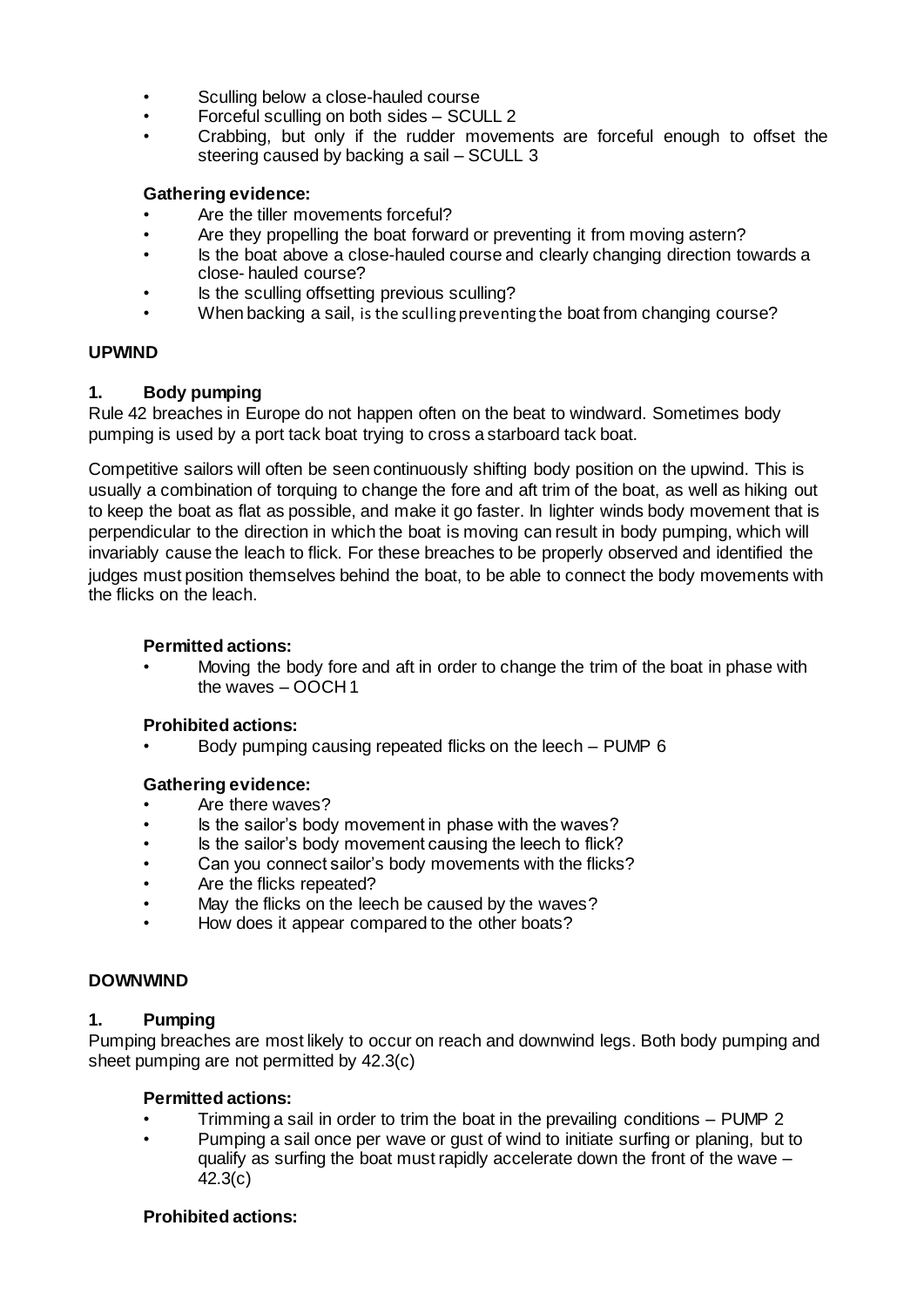- Sculling below a close-hauled course
- Forceful sculling on both sides – SCULL 2
- Crabbing, but only if the rudder movements are forceful enough to offset the steering caused by backing a sail – SCULL 3

**Gathering evidence:**

- Are the tiller movements forceful?
- Are they propelling the boat forward or preventing it from moving astern?
- Is the boat above a close-hauled course and clearly changing direction towards a close- hauled course?
- Is the sculling offsetting previous sculling?
- When backing a sail, is the sculling preventing the boat from changing course?

## UPWIND

### 1. Body pumping

Rule 42 breaches in Europe do not happen often on the beat to windward. Sometimes body pumping is used by a port tack boat trying to cross a starboard tack boat.

Competitive sailors will often be seen continuously shifting body position on the upwind. This is usually a combination of torquing to change the fore and aft trim of the boat, as well as hiking out to keep the boat as flat as possible, and make it go faster. In lighter winds body movement that is perpendicular to the direction in which the boat is moving can result in body pumping, which will invariably cause the leach to flick. For these breaches to be properly observed and identified the judges must position themselves behind the boat, to be able to connect the body movements with the flicks on the leach.

**Permitted actions:**

- Moving the body fore and aft in order to change the trim of the boat in phase with the waves – OOCH 1

**Prohibited actions:**

- Body pumping causing repeated flicks on the leech – PUMP 6

**Gathering evidence:**

- Are there waves?
- Is the sailor's body movement in phase with the waves?
- Is the sailor's body movement causing the leech to flick?
- Can you connect sailor's body movements with the flicks?
- Are the flicks repeated?
- May the flicks on the leech be caused by the waves?
- How does it appear compared to the other boats?

## DOWNWIND

### 1. Pumping

Pumping breaches are most likely to occur on reach and downwind legs. Both body pumping and sheet pumping are not permitted by 42.3(c)

**Permitted actions:**

- Trimming a sail in order to trim the boat in the prevailing conditions – PUMP 2
- Pumping a sail once per wave or gust of wind to initiate surfing or planing, but to qualify as surfing the boat must rapidly accelerate down the front of the wave – 42.3(c)

**Prohibited actions:**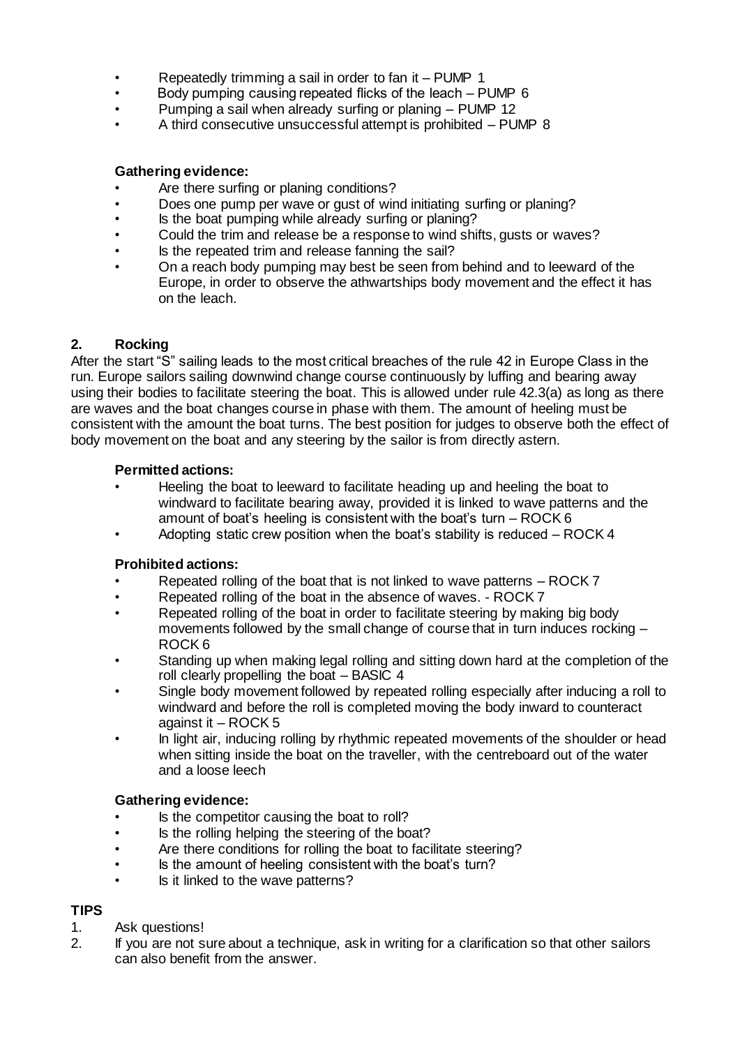- Repeatedly trimming a sail in order to fan it – PUMP 1
- Body pumping causing repeated flicks of the leach – PUMP 6
- Pumping a sail when already surfing or planing – PUMP 12
- A third consecutive unsuccessful attempt is prohibited – PUMP 8

### Gathering evidence:

- Are there surfing or planing conditions?
- Does one pump per wave or gust of wind initiating surfing or planing?
- Is the boat pumping while already surfing or planing?
- Could the trim and release be a response to wind shifts, gusts or waves?
- Is the repeated trim and release fanning the sail?
- On a reach body pumping may best be seen from behind and to leeward of the Europe, in order to observe the athwartships body movement and the effect it has on the leach.

## 2. Rocking

After the start "S" sailing leads to the most critical breaches of the rule 42 in Europe Class in the run. Europe sailors sailing downwind change course continuously by luffing and bearing away using their bodies to facilitate steering the boat. This is allowed under rule 42.3(a) as long as there are waves and the boat changes course in phase with them. The amount of heeling must be consistent with the amount the boat turns. The best position for judges to observe both the effect of body movement on the boat and any steering by the sailor is from directly astern.

### Permitted actions:

- Heeling the boat to leeward to facilitate heading up and heeling the boat to windward to facilitate bearing away, provided it is linked to wave patterns and the amount of boat's heeling is consistent with the boat's turn – ROCK 6
- Adopting static crew position when the boat's stability is reduced – ROCK 4

### Prohibited actions:

- Repeated rolling of the boat that is not linked to wave patterns – ROCK 7
- Repeated rolling of the boat in the absence of waves. - ROCK 7
- Repeated rolling of the boat in order to facilitate steering by making big body movements followed by the small change of course that in turn induces rocking – ROCK 6
- Standing up when making legal rolling and sitting down hard at the completion of the roll clearly propelling the boat – BASIC 4
- Single body movement followed by repeated rolling especially after inducing a roll to windward and before the roll is completed moving the body inward to counteract against it – ROCK 5
- In light air, inducing rolling by rhythmic repeated movements of the shoulder or head when sitting inside the boat on the traveller, with the centreboard out of the water and a loose leech

### Gathering evidence:

- Is the competitor causing the boat to roll?
- Is the rolling helping the steering of the boat?
- Are there conditions for rolling the boat to facilitate steering?
- Is the amount of heeling consistent with the boat's turn?
- Is it linked to the wave patterns?

## TIPS

1. Ask questions!
2. If you are not sure about a technique, ask in writing for a clarification so that other sailors can also benefit from the answer.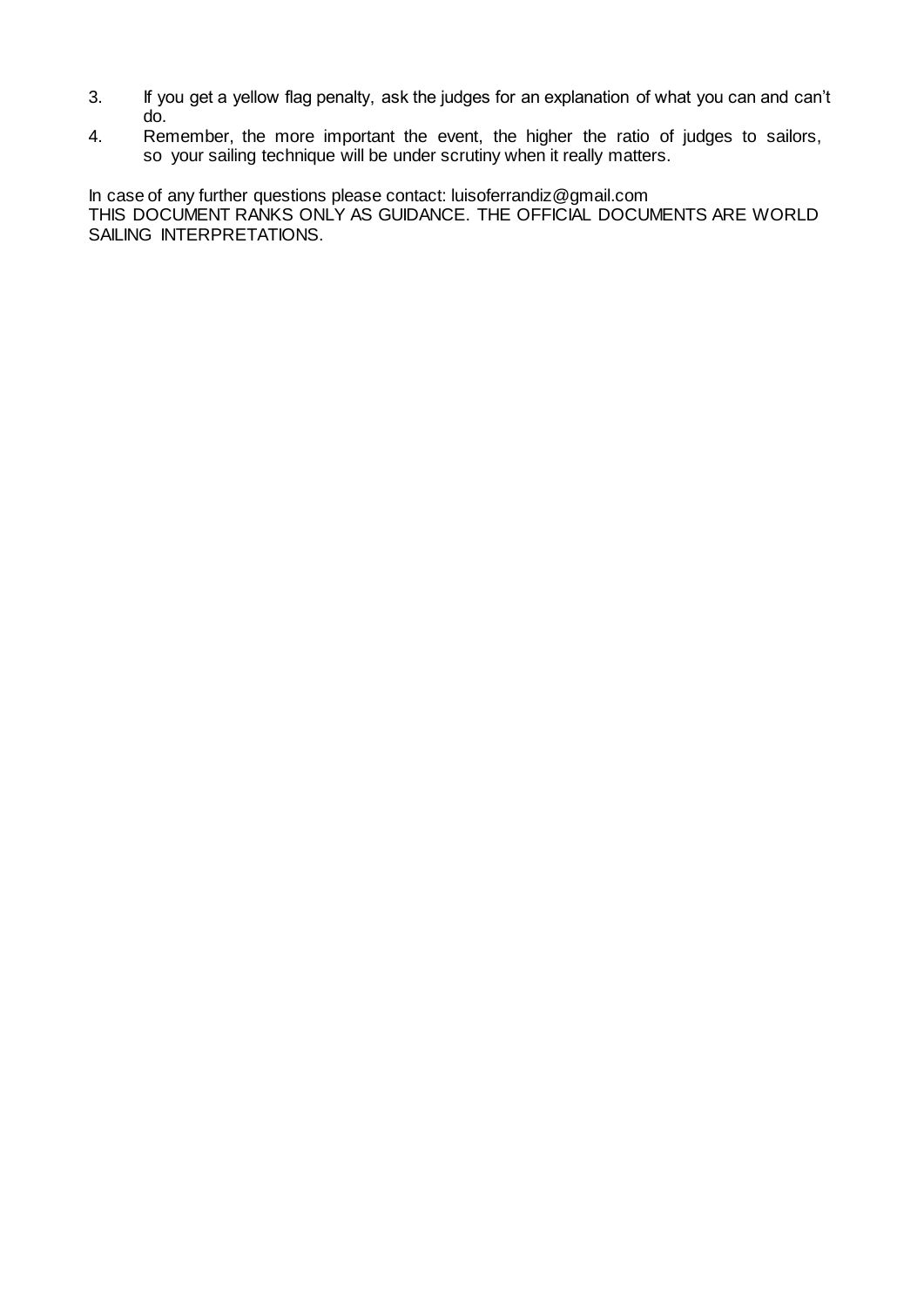3. If you get a yellow flag penalty, ask the judges for an explanation of what you can and can't do.
4. Remember, the more important the event, the higher the ratio of judges to sailors, so your sailing technique will be under scrutiny when it really matters.

In case of any further questions please contact: luisoferrandiz@gmail.com
THIS DOCUMENT RANKS ONLY AS GUIDANCE. THE OFFICIAL DOCUMENTS ARE WORLD SAILING INTERPRETATIONS.